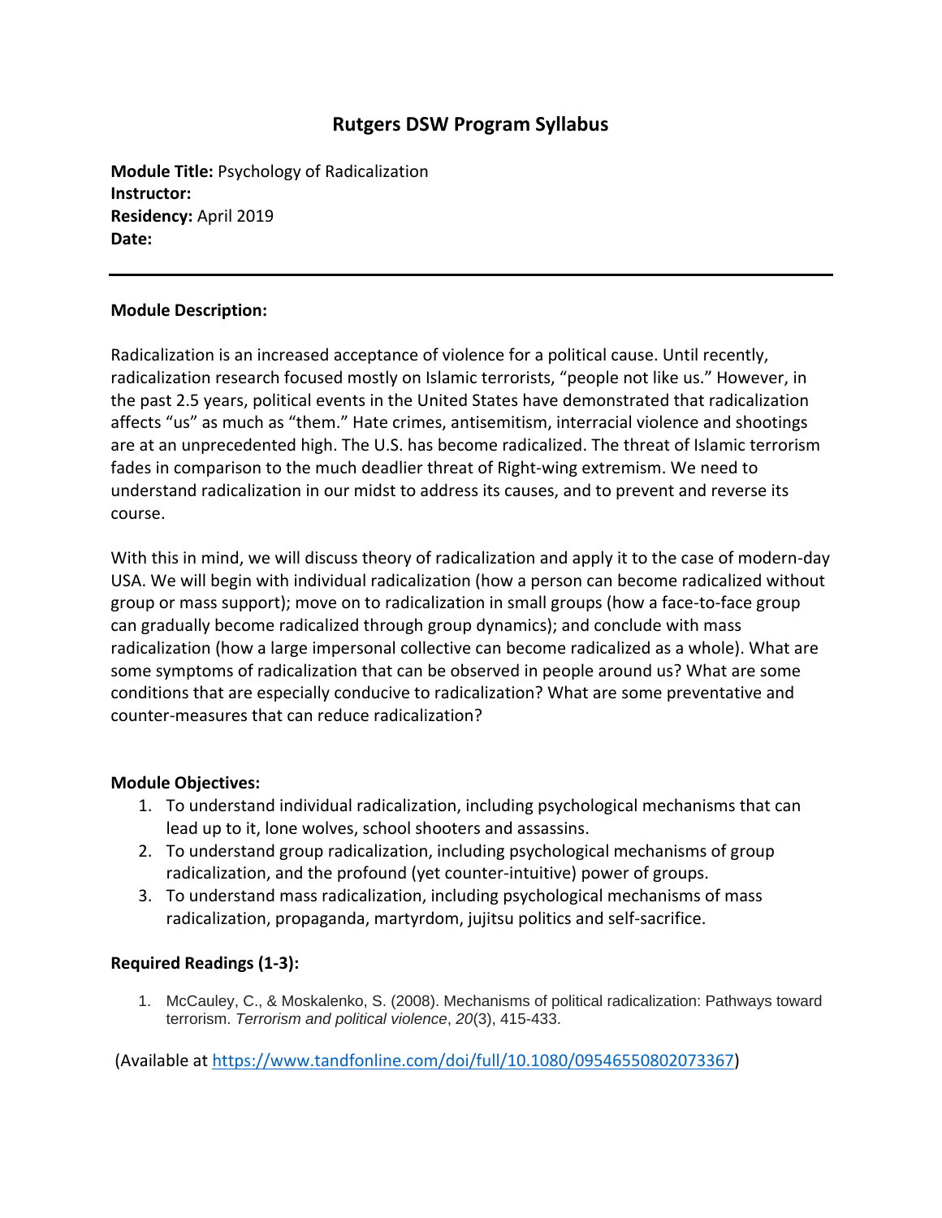# Rutgers DSW Program Syllabus

**Module Title:** Psychology of Radicalization
**Instructor:**
**Residency:** April 2019
**Date:**

---

**Module Description:**

Radicalization is an increased acceptance of violence for a political cause. Until recently, radicalization research focused mostly on Islamic terrorists, "people not like us." However, in the past 2.5 years, political events in the United States have demonstrated that radicalization affects "us" as much as "them." Hate crimes, antisemitism, interracial violence and shootings are at an unprecedented high. The U.S. has become radicalized. The threat of Islamic terrorism fades in comparison to the much deadlier threat of Right-wing extremism. We need to understand radicalization in our midst to address its causes, and to prevent and reverse its course.

With this in mind, we will discuss theory of radicalization and apply it to the case of modern-day USA. We will begin with individual radicalization (how a person can become radicalized without group or mass support); move on to radicalization in small groups (how a face-to-face group can gradually become radicalized through group dynamics); and conclude with mass radicalization (how a large impersonal collective can become radicalized as a whole). What are some symptoms of radicalization that can be observed in people around us? What are some conditions that are especially conducive to radicalization? What are some preventative and counter-measures that can reduce radicalization?

**Module Objectives:**

1. To understand individual radicalization, including psychological mechanisms that can lead up to it, lone wolves, school shooters and assassins.
2. To understand group radicalization, including psychological mechanisms of group radicalization, and the profound (yet counter-intuitive) power of groups.
3. To understand mass radicalization, including psychological mechanisms of mass radicalization, propaganda, martyrdom, jujitsu politics and self-sacrifice.

**Required Readings (1-3):**

1. McCauley, C., & Moskalenko, S. (2008). Mechanisms of political radicalization: Pathways toward terrorism. *Terrorism and political violence*, *20*(3), 415-433.

(Available at https://www.tandfonline.com/doi/full/10.1080/09546550802073367)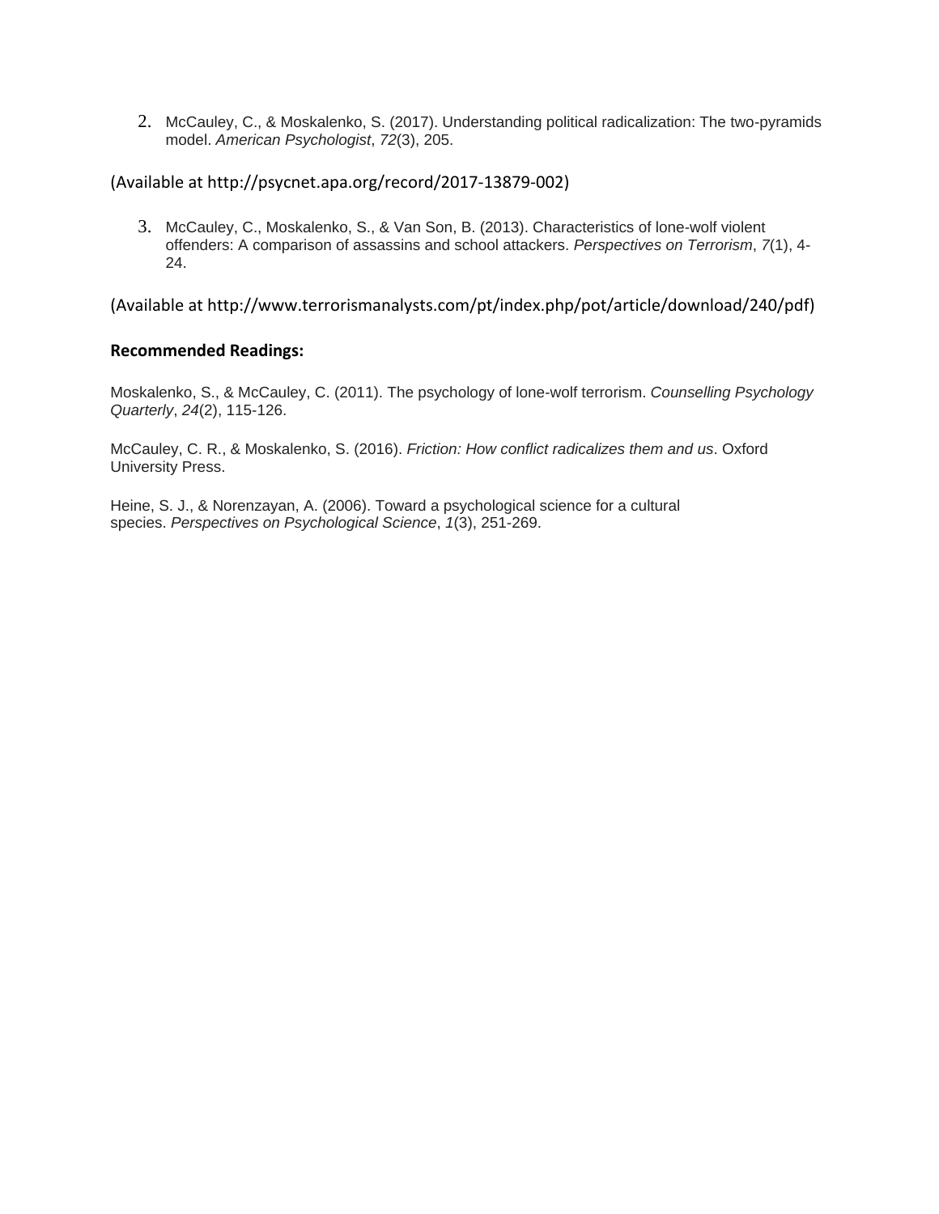2. McCauley, C., & Moskalenko, S. (2017). Understanding political radicalization: The two-pyramids model. *American Psychologist*, *72*(3), 205.

(Available at http://psycnet.apa.org/record/2017-13879-002)

3. McCauley, C., Moskalenko, S., & Van Son, B. (2013). Characteristics of lone-wolf violent offenders: A comparison of assassins and school attackers. *Perspectives on Terrorism*, *7*(1), 4-24.

(Available at http://www.terrorismanalysts.com/pt/index.php/pot/article/download/240/pdf)

**Recommended Readings:**

Moskalenko, S., & McCauley, C. (2011). The psychology of lone-wolf terrorism. *Counselling Psychology Quarterly*, *24*(2), 115-126.

McCauley, C. R., & Moskalenko, S. (2016). *Friction: How conflict radicalizes them and us*. Oxford University Press.

Heine, S. J., & Norenzayan, A. (2006). Toward a psychological science for a cultural species. *Perspectives on Psychological Science*, *1*(3), 251-269.